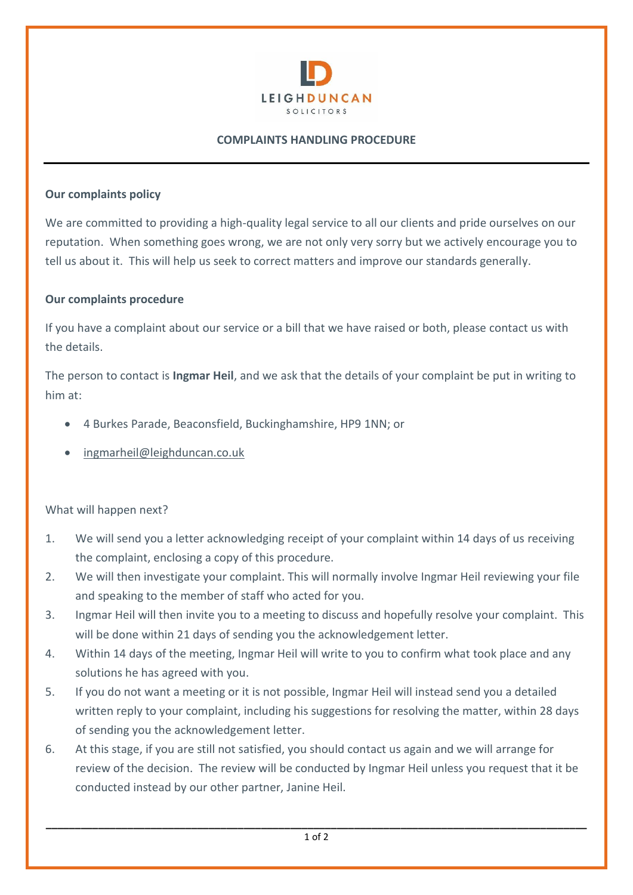LEIGHDUNCAN SOLICITORS

# COMPLAINTS HANDLING PROCEDURE

**Our complaints policy**

We are committed to providing a high-quality legal service to all our clients and pride ourselves on our reputation. When something goes wrong, we are not only very sorry but we actively encourage you to tell us about it. This will help us seek to correct matters and improve our standards generally.

**Our complaints procedure**

If you have a complaint about our service or a bill that we have raised or both, please contact us with the details.

The person to contact is **Ingmar Heil**, and we ask that the details of your complaint be put in writing to him at:

- 4 Burkes Parade, Beaconsfield, Buckinghamshire, HP9 1NN; or
- ingmarheil@leighduncan.co.uk

What will happen next?

1. We will send you a letter acknowledging receipt of your complaint within 14 days of us receiving the complaint, enclosing a copy of this procedure.
2. We will then investigate your complaint. This will normally involve Ingmar Heil reviewing your file and speaking to the member of staff who acted for you.
3. Ingmar Heil will then invite you to a meeting to discuss and hopefully resolve your complaint. This will be done within 21 days of sending you the acknowledgement letter.
4. Within 14 days of the meeting, Ingmar Heil will write to you to confirm what took place and any solutions he has agreed with you.
5. If you do not want a meeting or it is not possible, Ingmar Heil will instead send you a detailed written reply to your complaint, including his suggestions for resolving the matter, within 28 days of sending you the acknowledgement letter.
6. At this stage, if you are still not satisfied, you should contact us again and we will arrange for review of the decision. The review will be conducted by Ingmar Heil unless you request that it be conducted instead by our other partner, Janine Heil.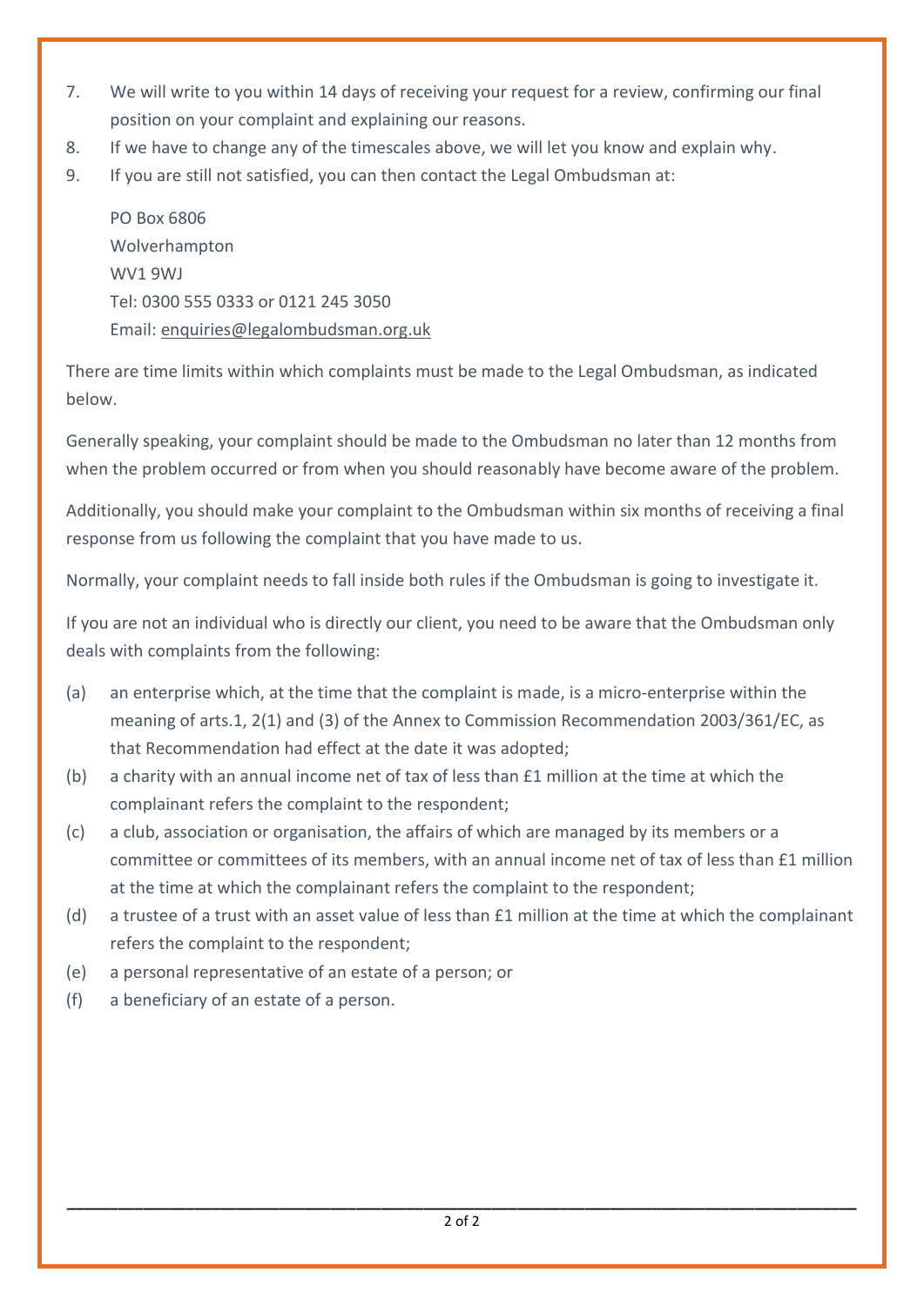7. We will write to you within 14 days of receiving your request for a review, confirming our final position on your complaint and explaining our reasons.
8. If we have to change any of the timescales above, we will let you know and explain why.
9. If you are still not satisfied, you can then contact the Legal Ombudsman at:

   PO Box 6806
   Wolverhampton
   WV1 9WJ
   Tel: 0300 555 0333 or 0121 245 3050
   Email: enquiries@legalombudsman.org.uk

There are time limits within which complaints must be made to the Legal Ombudsman, as indicated below.

Generally speaking, your complaint should be made to the Ombudsman no later than 12 months from when the problem occurred or from when you should reasonably have become aware of the problem.

Additionally, you should make your complaint to the Ombudsman within six months of receiving a final response from us following the complaint that you have made to us.

Normally, your complaint needs to fall inside both rules if the Ombudsman is going to investigate it.

If you are not an individual who is directly our client, you need to be aware that the Ombudsman only deals with complaints from the following:

(a) an enterprise which, at the time that the complaint is made, is a micro-enterprise within the meaning of arts.1, 2(1) and (3) of the Annex to Commission Recommendation 2003/361/EC, as that Recommendation had effect at the date it was adopted;

(b) a charity with an annual income net of tax of less than £1 million at the time at which the complainant refers the complaint to the respondent;

(c) a club, association or organisation, the affairs of which are managed by its members or a committee or committees of its members, with an annual income net of tax of less than £1 million at the time at which the complainant refers the complaint to the respondent;

(d) a trustee of a trust with an asset value of less than £1 million at the time at which the complainant refers the complaint to the respondent;

(e) a personal representative of an estate of a person; or

(f) a beneficiary of an estate of a person.